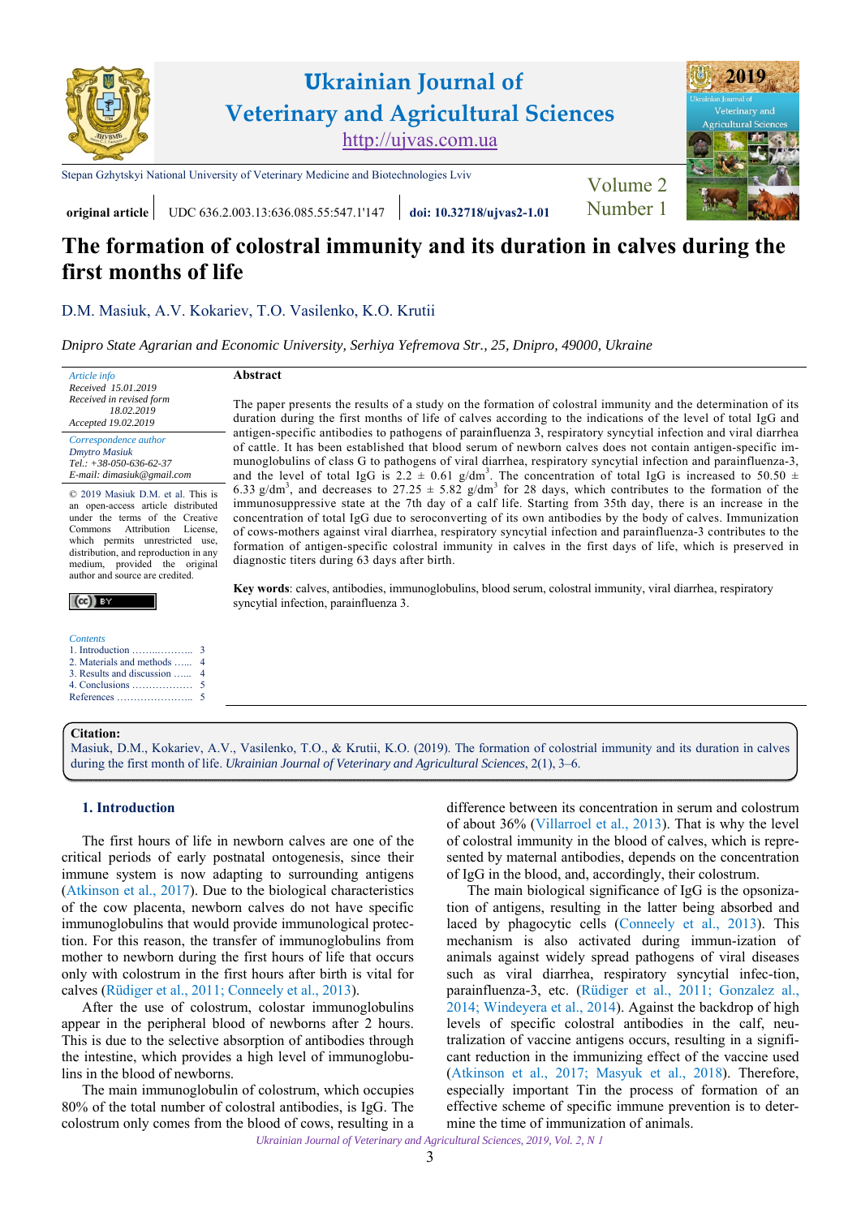original article | UDC 636.2.003.13:636.085.55:547.1'147 | doi: 10.32718/ujvas2-1.01

# The formation of colostral immunity and its duration in calves during the first months of life

D.M. Masiuk, A.V. Kokariev, T.O. Vasilenko, K.O. Krutii

*Dnipro State Agrarian and Economic University, Serhiya Yefremova Str., 25, Dnipro, 49000, Ukraine*

*Article info*
*Received 15.01.2019*
*Received in revised form 18.02.2019*
*Accepted 19.02.2019*

*Correspondence author*
*Dmytro Masiuk*
*Tel.: +38-050-636-62-37*
*E-mail: dimasiuk@gmail.com*

© 2019 Masiuk D.M. et al. This is an open-access article distributed under the terms of the Creative Commons Attribution License, which permits unrestricted use, distribution, and reproduction in any medium, provided the original author and source are credited.

*Contents*
1. Introduction ........ 3
2. Materials and methods ...... 4
3. Results and discussion ...... 4
4. Conclusions ........ 5
References ........ 5

## Abstract

The paper presents the results of a study on the formation of colostral immunity and the determination of its duration during the first months of life of calves according to the indications of the level of total IgG and antigen-specific antibodies to pathogens of parainfluenza 3, respiratory syncytial infection and viral diarrhea of cattle. It has been established that blood serum of newborn calves does not contain antigen-specific immunoglobulins of class G to pathogens of viral diarrhea, respiratory syncytial infection and parainfluenza-3, and the level of total IgG is 2.2 ± 0.61 g/dm$^3$. The concentration of total IgG is increased to 50.50 ± 6.33 g/dm$^3$, and decreases to 27.25 ± 5.82 g/dm$^3$ for 28 days, which contributes to the formation of the immunosuppressive state at the 7th day of a calf life. Starting from 35th day, there is an increase in the concentration of total IgG due to seroconverting of its own antibodies by the body of calves. Immunization of cows-mothers against viral diarrhea, respiratory syncytial infection and parainfluenza-3 contributes to the formation of antigen-specific colostral immunity in calves in the first days of life, which is preserved in diagnostic titers during 63 days after birth.

**Key words**: calves, antibodies, immunoglobulins, blood serum, colostral immunity, viral diarrhea, respiratory syncytial infection, parainfluenza 3.

**Citation:**
Masiuk, D.M., Kokariev, A.V., Vasilenko, T.O., & Krutii, K.O. (2019). The formation of colostrial immunity and its duration in calves during the first month of life. *Ukrainian Journal of Veterinary and Agricultural Sciences*, 2(1), 3–6.

## 1. Introduction

The first hours of life in newborn calves are one of the critical periods of early postnatal ontogenesis, since their immune system is now adapting to surrounding antigens (Atkinson et al., 2017). Due to the biological characteristics of the cow placenta, newborn calves do not have specific immunoglobulins that would provide immunological protection. For this reason, the transfer of immunoglobulins from mother to newborn during the first hours of life that occurs only with colostrum in the first hours after birth is vital for calves (Rüdiger et al., 2011; Conneely et al., 2013).

After the use of colostrum, colostar immunoglobulins appear in the peripheral blood of newborns after 2 hours. This is due to the selective absorption of antibodies through the intestine, which provides a high level of immunoglobulins in the blood of newborns.

The main immunoglobulin of colostrum, which occupies 80% of the total number of colostral antibodies, is IgG. The colostrum only comes from the blood of cows, resulting in a difference between its concentration in serum and colostrum of about 36% (Villarroel et al., 2013). That is why the level of colostral immunity in the blood of calves, which is represented by maternal antibodies, depends on the concentration of IgG in the blood, and, accordingly, their colostrum.

The main biological significance of IgG is the opsonization of antigens, resulting in the latter being absorbed and laced by phagocytic cells (Conneely et al., 2013). This mechanism is also activated during immun-ization of animals against widely spread pathogens of viral diseases such as viral diarrhea, respiratory syncytial infec-tion, parainfluenza-3, etc. (Rüdiger et al., 2011; Gonzalez al., 2014; Windeyera et al., 2014). Against the backdrop of high levels of specific colostral antibodies in the calf, neutralization of vaccine antigens occurs, resulting in a significant reduction in the immunizing effect of the vaccine used (Atkinson et al., 2017; Masyuk et al., 2018). Therefore, especially important Tin the process of formation of an effective scheme of specific immune prevention is to determine the time of immunization of animals.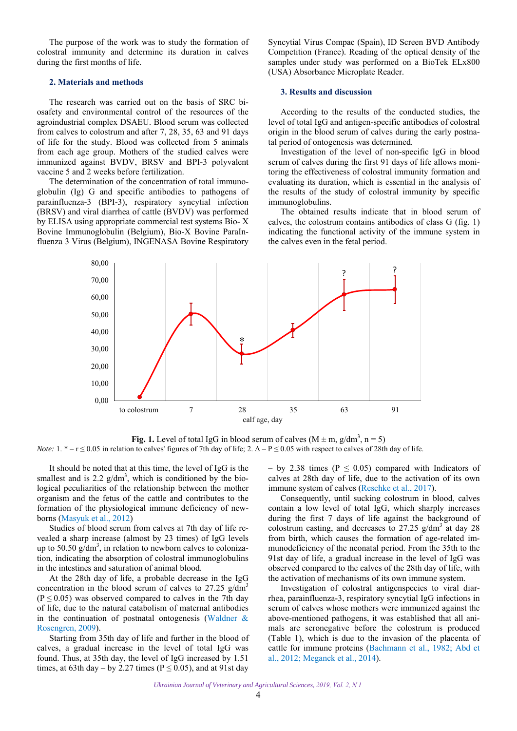The purpose of the work was to study the formation of colostral immunity and determine its duration in calves during the first months of life.

## 2. Materials and methods

The research was carried out on the basis of SRC biosafety and environmental control of the resources of the agroindustrial complex DSAEU. Blood serum was collected from calves to colostrum and after 7, 28, 35, 63 and 91 days of life for the study. Blood was collected from 5 animals from each age group. Mothers of the studied calves were immunized against BVDV, BRSV and BPI-3 polyvalent vaccine 5 and 2 weeks before fertilization.

The determination of the concentration of total immunoglobulin (Ig) G and specific antibodies to pathogens of parainfluenza-3 (BPI-3), respiratory syncytial infection (BRSV) and viral diarrhea of cattle (BVDV) was performed by ELISA using appropriate commercial test systems Bio- X Bovine Immunoglobulin (Belgium), Bio-X Bovine ParaInfluenza 3 Virus (Belgium), INGENASA Bovine Respiratory Syncytial Virus Compac (Spain), ID Screen BVD Antibody Competition (France). Reading of the optical density of the samples under study was performed on a BioTek ELx800 (USA) Absorbance Microplate Reader.

## 3. Results and discussion

According to the results of the conducted studies, the level of total IgG and antigen-specific antibodies of colostral origin in the blood serum of calves during the early postnatal period of ontogenesis was determined.

Investigation of the level of non-specific IgG in blood serum of calves during the first 91 days of life allows monitoring the effectiveness of colostral immunity formation and evaluating its duration, which is essential in the analysis of the results of the study of colostral immunity by specific immunoglobulins.

The obtained results indicate that in blood serum of calves, the colostrum contains antibodies of class G (fig. 1) indicating the functional activity of the immune system in the calves even in the fetal period.

**Fig. 1.** Level of total IgG in blood serum of calves (M ± m, g/dm$^3$, n = 5)

*Note:* 1. * – r ≤ 0.05 in relation to calves' figures of 7th day of life; 2. Δ – P ≤ 0.05 with respect to calves of 28th day of life.

It should be noted that at this time, the level of IgG is the smallest and is 2.2 g/dm$^3$, which is conditioned by the biological peculiarities of the relationship between the mother organism and the fetus of the cattle and contributes to the formation of the physiological immune deficiency of newborns (Masyuk et al., 2012)

Studies of blood serum from calves at 7th day of life revealed a sharp increase (almost by 23 times) of IgG levels up to 50.50 g/dm$^3$, in relation to newborn calves to colonization, indicating the absorption of colostral immunoglobulins in the intestines and saturation of animal blood.

At the 28th day of life, a probable decrease in the IgG concentration in the blood serum of calves to 27.25 g/dm$^3$ (P ≤ 0.05) was observed compared to calves in the 7th day of life, due to the natural catabolism of maternal antibodies in the continuation of postnatal ontogenesis (Waldner & Rosengren, 2009).

Starting from 35th day of life and further in the blood of calves, a gradual increase in the level of total IgG was found. Thus, at 35th day, the level of IgG increased by 1.51 times, at 63th day – by 2.27 times (P ≤ 0.05), and at 91st day – by 2.38 times (P ≤ 0.05) compared with Indicators of calves at 28th day of life, due to the activation of its own immune system of calves (Reschke et al., 2017).

Consequently, until sucking colostrum in blood, calves contain a low level of total IgG, which sharply increases during the first 7 days of life against the background of colostrum casting, and decreases to 27.25 g/dm$^3$ at day 28 from birth, which causes the formation of age-related immunodeficiency of the neonatal period. From the 35th to the 91st day of life, a gradual increase in the level of IgG was observed compared to the calves of the 28th day of life, with the activation of mechanisms of its own immune system.

Investigation of colostral antigenspecies to viral diarrhea, parainfluenza-3, respiratory syncytial IgG infections in serum of calves whose mothers were immunized against the above-mentioned pathogens, it was established that all animals are seronegative before the colostrum is produced (Table 1), which is due to the invasion of the placenta of cattle for immune proteins (Bachmann et al., 1982; Abd et al., 2012; Meganck et al., 2014).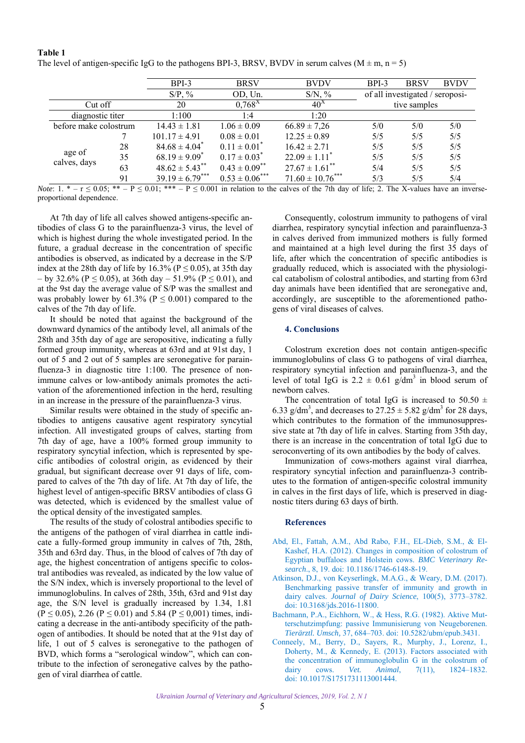**Table 1**

The level of antigen-specific IgG to the pathogens BPI-3, BRSV, BVDV in serum calves (M ± m, n = 5)

| | | BPI-3 | BRSV | BVDV | BPI-3 | BRSV | BVDV |
|---|---|---|---|---|---|---|---|
| | | S/P, % | OD, Un. | S/N, % | of all investigated / seropositive samples | | |
| Cut off | | 20 | 0,768[X] | 40[X] | | | |
| diagnostic titer | | 1:100 | 1:4 | 1:20 | | | |
| before make colostrum | | 14.43 ± 1.81 | 1.06 ± 0.09 | 66.89 ± 7,26 | 5/0 | 5/0 | 5/0 |
| age of calves, days | 7 | 101.17 ± 4.91 | 0.08 ± 0.01 | 12.25 ± 0.89 | 5/5 | 5/5 | 5/5 |
| | 28 | 84.68 ± 4.04* | 0.11 ± 0.01* | 16.42 ± 2.71 | 5/5 | 5/5 | 5/5 |
| | 35 | 68.19 ± 9.09* | 0.17 ± 0.03* | 22.09 ± 1.11* | 5/5 | 5/5 | 5/5 |
| | 63 | 48.62 ± 5.43** | 0.43 ± 0.09** | 27.67 ± 1.61** | 5/4 | 5/5 | 5/5 |
| | 91 | 39.19 ± 6.79*** | 0.53 ± 0.06*** | 71.60 ± 10.76*** | 5/3 | 5/5 | 5/4 |

*Note*: 1. * – r ≤ 0.05; ** – P ≤ 0.01; *** – P ≤ 0.001 in relation to the calves of the 7th day of life; 2. The X-values have an inverse-proportional dependence.

At 7th day of life all calves showed antigens-specific antibodies of class G to the parainfluenza-3 virus, the level of which is highest during the whole investigated period. In the future, a gradual decrease in the concentration of specific antibodies is observed, as indicated by a decrease in the S/P index at the 28th day of life by 16.3% (P ≤ 0.05), at 35th day – by 32.6% (P ≤ 0.05), at 36th day – 51.9% (P ≤ 0.01), and at the 9st day the average value of S/P was the smallest and was probably lower by 61.3% (P ≤ 0.001) compared to the calves of the 7th day of life.

It should be noted that against the background of the downward dynamics of the antibody level, all animals of the 28th and 35th day of age are seropositive, indicating a fully formed group immunity, whereas at 63rd and at 91st day, 1 out of 5 and 2 out of 5 samples are seronegative for parainfluenza-3 in diagnostic titre 1:100. The presence of non-immune calves or low-antibody animals promotes the activation of the aforementioned infection in the herd, resulting in an increase in the pressure of the parainfluenza-3 virus.

Similar results were obtained in the study of specific antibodies to antigens causative agent respiratory syncytial infection. All investigated groups of calves, starting from 7th day of age, have a 100% formed group immunity to respiratory syncytial infection, which is represented by specific antibodies of colostral origin, as evidenced by their gradual, but significant decrease over 91 days of life, compared to calves of the 7th day of life. At 7th day of life, the highest level of antigen-specific BRSV antibodies of class G was detected, which is evidenced by the smallest value of the optical density of the investigated samples.

The results of the study of colostral antibodies specific to the antigens of the pathogen of viral diarrhea in cattle indicate a fully-formed group immunity in calves of 7th, 28th, 35th and 63rd day. Thus, in the blood of calves of 7th day of age, the highest concentration of antigens specific to colostral antibodies was revealed, as indicated by the low value of the S/N index, which is inversely proportional to the level of immunoglobulins. In calves of 28th, 35th, 63rd and 91st day age, the S/N level is gradually increased by 1.34, 1.81 (P ≤ 0.05), 2.26 (P ≤ 0.01) and 5.84 (P ≤ 0,001) times, indicating a decrease in the anti-antibody specificity of the pathogen of antibodies. It should be noted that at the 91st day of life, 1 out of 5 calves is seronegative to the pathogen of BVD, which forms a "serological window", which can contribute to the infection of seronegative calves by the pathogen of viral diarrhea of cattle.

Consequently, colostrum immunity to pathogens of viral diarrhea, respiratory syncytial infection and parainfluenza-3 in calves derived from immunized mothers is fully formed and maintained at a high level during the first 35 days of life, after which the concentration of specific antibodies is gradually reduced, which is associated with the physiological catabolism of colostral antibodies, and starting from 63rd day animals have been identified that are seronegative and, accordingly, are susceptible to the aforementioned pathogens of viral diseases of calves.

### 4. Conclusions

Colostrum excretion does not contain antigen-specific immunoglobulins of class G to pathogens of viral diarrhea, respiratory syncytial infection and parainfluenza-3, and the level of total IgG is 2.2 ± 0.61 g/dm$^3$ in blood serum of newborn calves.

The concentration of total IgG is increased to 50.50 ± 6.33 g/dm$^3$, and decreases to 27.25 ± 5.82 g/dm$^3$ for 28 days, which contributes to the formation of the immunosuppressive state at 7th day of life in calves. Starting from 35th day, there is an increase in the concentration of total IgG due to seroconverting of its own antibodies by the body of calves.

Immunization of cows-mothers against viral diarrhea, respiratory syncytial infection and parainfluenza-3 contributes to the formation of antigen-specific colostral immunity in calves in the first days of life, which is preserved in diagnostic titers during 63 days of birth.

### References

Abd, El., Fattah, A.M., Abd Rabo, F.H., EL-Dieb, S.M., & El-Kashef, H.A. (2012). Changes in composition of colostrum of Egyptian buffaloes and Holstein cows. *BMC Veterinary Research*., 8, 19. doi: 10.1186/1746-6148-8-19.

Atkinson, D.J., von Keyserlingk, M.A.G., & Weary, D.M. (2017). Benchmarking passive transfer of immunity and growth in dairy calves. *Journal of Dairy Science*, 100(5), 3773–3782. doi: 10.3168/jds.2016-11800.

Bachmann, P.A., Eichhorn, W., & Hess, R.G. (1982). Aktive Mutterschutzimpfung: passive Immunisierung von Neugeborenen. *Tierärztl. Umsch*, 37, 684–703. doi: 10.5282/ubm/epub.3431.

Conneely, M., Berry, D., Sayers, R., Murphy, J., Lorenz, I., Doherty, M., & Kennedy, E. (2013). Factors associated with the concentration of immunoglobulin G in the colostrum of dairy cows. *Vet. Animal*, 7(11), 1824–1832. doi: 10.1017/S1751731113001444.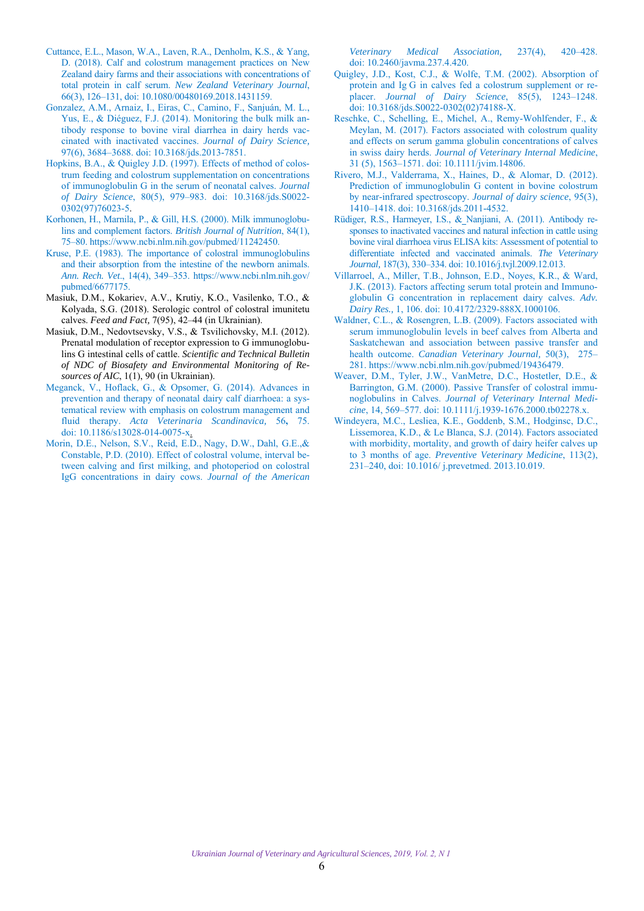Cuttance, E.L., Mason, W.A., Laven, R.A., Denholm, K.S., & Yang, D. (2018). Calf and colostrum management practices on New Zealand dairy farms and their associations with concentrations of total protein in calf serum. *New Zealand Veterinary Journal*, 66(3), 126–131, doi: 10.1080/00480169.2018.1431159.

Gonzalez, A.M., Arnaiz, I., Eiras, C., Camino, F., Sanjuán, M. L., Yus, E., & Diéguez, F.J. (2014). Monitoring the bulk milk antibody response to bovine viral diarrhea in dairy herds vaccinated with inactivated vaccines. *Journal of Dairy Science,* 97(6), 3684–3688. doi: 10.3168/jds.2013-7851.

Hopkins, B.A., & Quigley J.D. (1997). Effects of method of colostrum feeding and colostrum supplementation on concentrations of immunoglobulin G in the serum of neonatal calves. *Journal of Dairy Science*, 80(5), 979–983. doi: 10.3168/jds.S0022-0302(97)76023-5.

Korhonen, H., Marnila, P., & Gill, H.S. (2000). Milk immunoglobulins and complement factors. *British Journal of Nutrition*, 84(1), 75–80. https://www.ncbi.nlm.nih.gov/pubmed/11242450.

Kruse, P.E. (1983). The importance of colostral immunoglobulins and their absorption from the intestine of the newborn animals. *Ann. Rech. Vet*., 14(4), 349–353. https://www.ncbi.nlm.nih.gov/pubmed/6677175.

Masiuk, D.M., Kokariev, A.V., Krutiy, K.O., Vasilenko, T.O., & Kolyada, S.G. (2018). Serologic control of colostral imunitetu calves. *Feed and Fact,* 7(95), 42–44 (in Ukrainian).

Masiuk, D.M., Nedovtsevsky, V.S., & Tsvilichovsky, M.I. (2012). Prenatal modulation of receptor expression to G immunoglobulins G intestinal cells of cattle. *Scientific and Technical Bulletin of NDC of Biosafety and Environmental Monitoring of Resources of AIC*, 1(1), 90 (in Ukrainian).

Meganck, V., Hoflack, G., & Opsomer, G. (2014). Advances in prevention and therapy of neonatal dairy calf diarrhoea: a systematical review with emphasis on colostrum management and fluid therapy. *Acta Veterinaria Scandinavica,* 56**,** 75. doi: 10.1186/s13028-014-0075-x.

Morin, D.E., Nelson, S.V., Reid, E.D., Nagy, D.W., Dahl, G.E.,& Constable, P.D. (2010). Effect of colostral volume, interval between calving and first milking, and photoperiod on colostral IgG concentrations in dairy cows. *Journal of the American Veterinary Medical Association,* 237(4), 420–428. doi: 10.2460/javma.237.4.420.

Quigley, J.D., Kost, C.J., & Wolfe, T.M. (2002). Absorption of protein and Ig G in calves fed a colostrum supplement or replacer. *Journal of Dairy Science*, 85(5), 1243–1248. doi: 10.3168/jds.S0022-0302(02)74188-X.

Reschke, C., Schelling, E., Michel, A., Remy-Wohlfender, F., & Meylan, M. (2017). Factors associated with colostrum quality and effects on serum gamma globulin concentrations of calves in swiss dairy herds. *Journal of Veterinary Internal Medicine*, 31 (5), 1563–1571. doi: 10.1111/jvim.14806.

Rivero, M.J., Valderrama, X., Haines, D., & Alomar, D. (2012). Prediction of immunoglobulin G content in bovine colostrum by near-infrared spectroscopy. *Journal of dairy science*, 95(3), 1410–1418. doi: 10.3168/jds.2011-4532.

Rüdiger, R.S., Harmeyer, I.S., & Nanjiani, A. (2011). Antibody responses to inactivated vaccines and natural infection in cattle using bovine viral diarrhoea virus ELISA kits: Assessment of potential to differentiate infected and vaccinated animals. *The Veterinary Journal,* 187(3), 330–334. doi: 10.1016/j.tvjl.2009.12.013.

Villarroel, A., Miller, T.B., Johnson, E.D., Noyes, K.R., & Ward, J.K. (2013). Factors affecting serum total protein and Immunoglobulin G concentration in replacement dairy calves. *Adv. Dairy Res.,* 1, 106. doi: 10.4172/2329-888X.1000106.

Waldner, C.L., & Rosengren, L.B. (2009). Factors associated with serum immunoglobulin levels in beef calves from Alberta and Saskatchewan and association between passive transfer and health outcome. *Canadian Veterinary Journal,* 50(3), 275–281. https://www.ncbi.nlm.nih.gov/pubmed/19436479.

Weaver, D.M., Tyler, J.W., VanMetre, D.C., Hostetler, D.E., & Barrington, G.M. (2000). Passive Transfer of colostral immunoglobulins in Calves. *Journal of Veterinary Internal Medicine*, 14, 569–577. doi: 10.1111/j.1939-1676.2000.tb02278.x.

Windeyera, M.C., Lesliea, K.E., Goddenb, S.M., Hodginsc, D.C., Lissemorea, K.D., & Le Blanca, S.J. (2014). Factors associated with morbidity, mortality, and growth of dairy heifer calves up to 3 months of age. *Preventive Veterinary Medicine*, 113(2), 231–240, doi: 10.1016/ j.prevetmed. 2013.10.019.